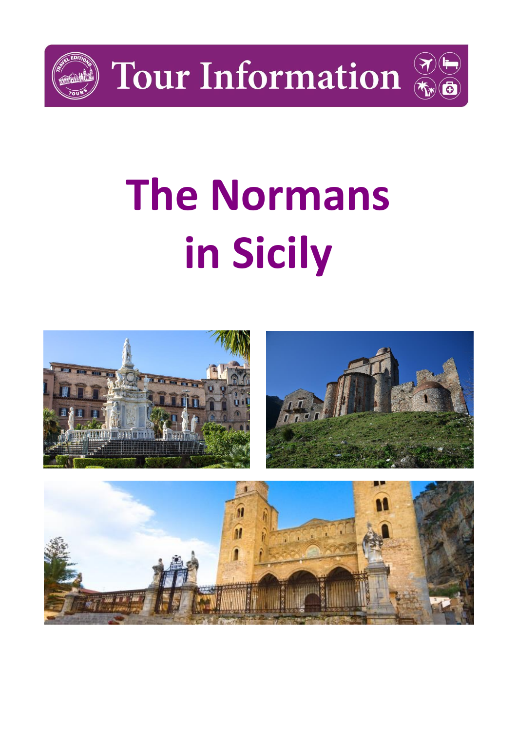# Tour Information

# The Normans in Sicily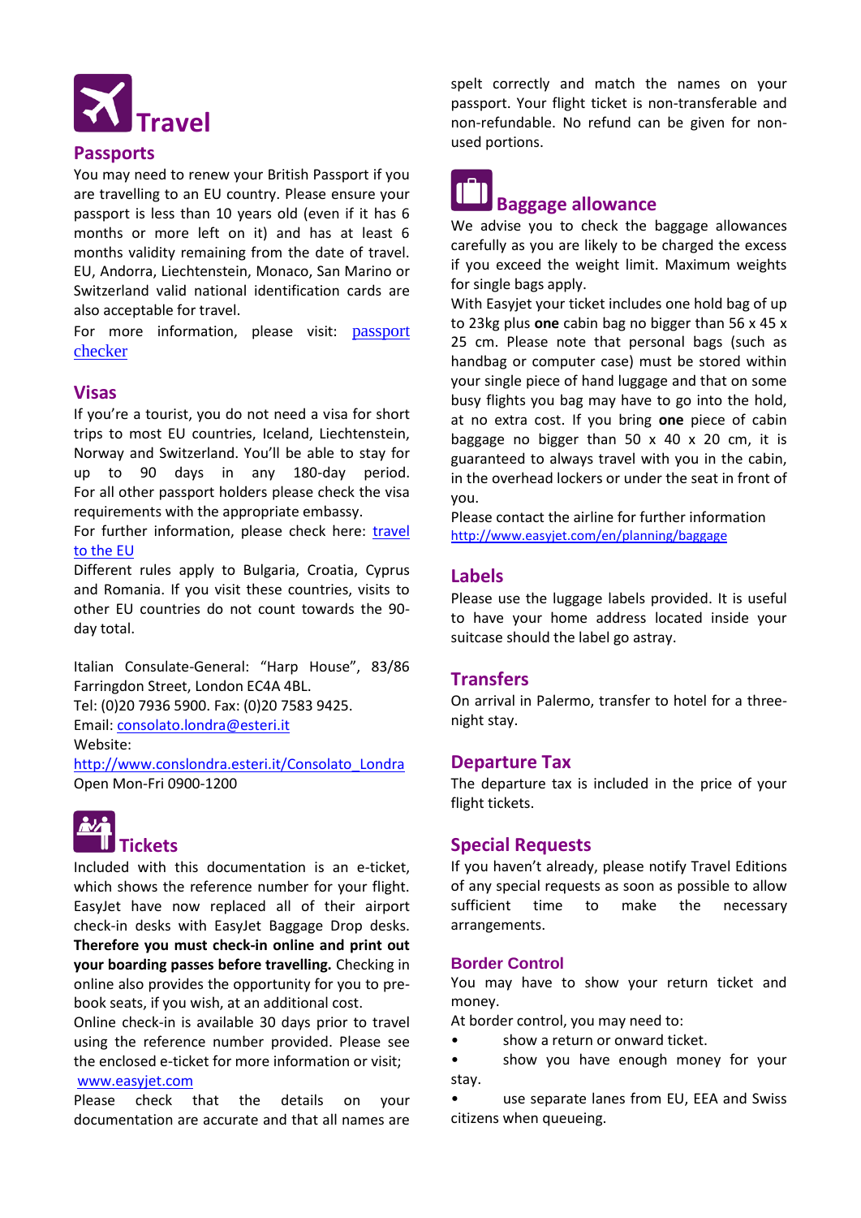# Travel

## Passports

You may need to renew your British Passport if you are travelling to an EU country. Please ensure your passport is less than 10 years old (even if it has 6 months or more left on it) and has at least 6 months validity remaining from the date of travel. EU, Andorra, Liechtenstein, Monaco, San Marino or Switzerland valid national identification cards are also acceptable for travel.

For more information, please visit: passport checker

## Visas

If you're a tourist, you do not need a visa for short trips to most EU countries, Iceland, Liechtenstein, Norway and Switzerland. You'll be able to stay for up to 90 days in any 180-day period. For all other passport holders please check the visa requirements with the appropriate embassy.

For further information, please check here: travel to the EU

Different rules apply to Bulgaria, Croatia, Cyprus and Romania. If you visit these countries, visits to other EU countries do not count towards the 90-day total.

Italian Consulate-General: "Harp House", 83/86 Farringdon Street, London EC4A 4BL.
Tel: (0)20 7936 5900. Fax: (0)20 7583 9425.
Email: consolato.londra@esteri.it
Website:
http://www.conslondra.esteri.it/Consolato_Londra
Open Mon-Fri 0900-1200

## Tickets

Included with this documentation is an e-ticket, which shows the reference number for your flight. EasyJet have now replaced all of their airport check-in desks with EasyJet Baggage Drop desks. **Therefore you must check-in online and print out your boarding passes before travelling.** Checking in online also provides the opportunity for you to pre-book seats, if you wish, at an additional cost.

Online check-in is available 30 days prior to travel using the reference number provided. Please see the enclosed e-ticket for more information or visit; www.easyjet.com

Please check that the details on your documentation are accurate and that all names are spelt correctly and match the names on your passport. Your flight ticket is non-transferable and non-refundable. No refund can be given for non-used portions.

## Baggage allowance

We advise you to check the baggage allowances carefully as you are likely to be charged the excess if you exceed the weight limit. Maximum weights for single bags apply.

With Easyjet your ticket includes one hold bag of up to 23kg plus **one** cabin bag no bigger than 56 x 45 x 25 cm. Please note that personal bags (such as handbag or computer case) must be stored within your single piece of hand luggage and that on some busy flights you bag may have to go into the hold, at no extra cost. If you bring **one** piece of cabin baggage no bigger than 50 x 40 x 20 cm, it is guaranteed to always travel with you in the cabin, in the overhead lockers or under the seat in front of you.

Please contact the airline for further information
http://www.easyjet.com/en/planning/baggage

## Labels

Please use the luggage labels provided. It is useful to have your home address located inside your suitcase should the label go astray.

## Transfers

On arrival in Palermo, transfer to hotel for a three-night stay.

## Departure Tax

The departure tax is included in the price of your flight tickets.

## Special Requests

If you haven't already, please notify Travel Editions of any special requests as soon as possible to allow sufficient time to make the necessary arrangements.

## Border Control

You may have to show your return ticket and money.

At border control, you may need to:

- show a return or onward ticket.
- show you have enough money for your stay.
- use separate lanes from EU, EEA and Swiss citizens when queueing.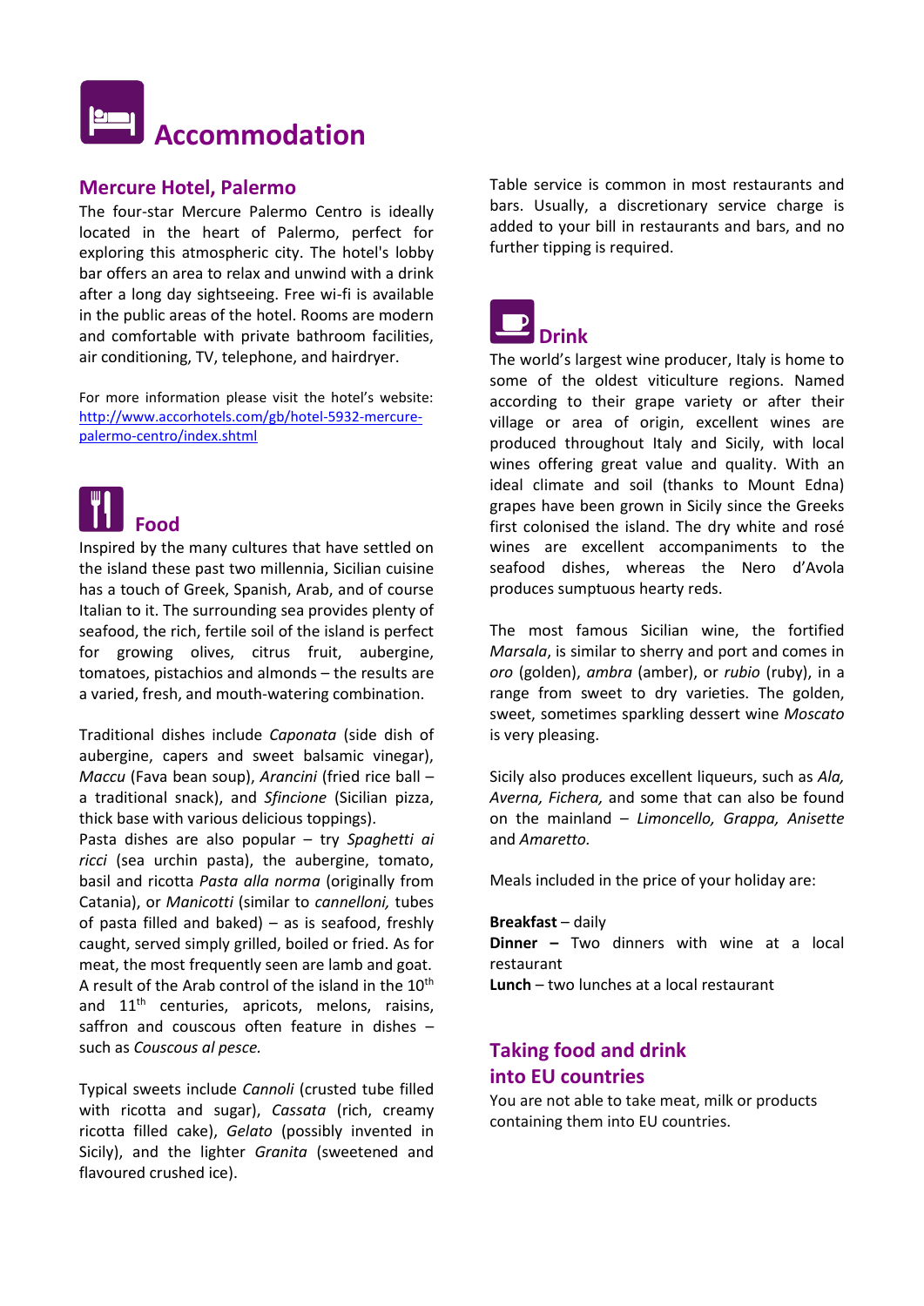# Accommodation

## Mercure Hotel, Palermo

The four-star Mercure Palermo Centro is ideally located in the heart of Palermo, perfect for exploring this atmospheric city. The hotel's lobby bar offers an area to relax and unwind with a drink after a long day sightseeing. Free wi-fi is available in the public areas of the hotel. Rooms are modern and comfortable with private bathroom facilities, air conditioning, TV, telephone, and hairdryer.

For more information please visit the hotel's website: [http://www.accorhotels.com/gb/hotel-5932-mercure-palermo-centro/index.shtml](http://www.accorhotels.com/gb/hotel-5932-mercure-palermo-centro/index.shtml)

# Food

Inspired by the many cultures that have settled on the island these past two millennia, Sicilian cuisine has a touch of Greek, Spanish, Arab, and of course Italian to it. The surrounding sea provides plenty of seafood, the rich, fertile soil of the island is perfect for growing olives, citrus fruit, aubergine, tomatoes, pistachios and almonds – the results are a varied, fresh, and mouth-watering combination.

Traditional dishes include *Caponata* (side dish of aubergine, capers and sweet balsamic vinegar), *Maccu* (Fava bean soup), *Arancini* (fried rice ball – a traditional snack), and *Sfincione* (Sicilian pizza, thick base with various delicious toppings). Pasta dishes are also popular – try *Spaghetti ai ricci* (sea urchin pasta), the aubergine, tomato, basil and ricotta *Pasta alla norma* (originally from Catania), or *Manicotti* (similar to *cannelloni,* tubes of pasta filled and baked) – as is seafood, freshly caught, served simply grilled, boiled or fried. As for meat, the most frequently seen are lamb and goat. A result of the Arab control of the island in the 10th and 11th centuries, apricots, melons, raisins, saffron and couscous often feature in dishes – such as *Couscous al pesce.*

Typical sweets include *Cannoli* (crusted tube filled with ricotta and sugar), *Cassata* (rich, creamy ricotta filled cake), *Gelato* (possibly invented in Sicily), and the lighter *Granita* (sweetened and flavoured crushed ice).

Table service is common in most restaurants and bars. Usually, a discretionary service charge is added to your bill in restaurants and bars, and no further tipping is required.

# Drink

The world's largest wine producer, Italy is home to some of the oldest viticulture regions. Named according to their grape variety or after their village or area of origin, excellent wines are produced throughout Italy and Sicily, with local wines offering great value and quality. With an ideal climate and soil (thanks to Mount Edna) grapes have been grown in Sicily since the Greeks first colonised the island. The dry white and rosé wines are excellent accompaniments to the seafood dishes, whereas the Nero d'Avola produces sumptuous hearty reds.

The most famous Sicilian wine, the fortified *Marsala*, is similar to sherry and port and comes in *oro* (golden), *ambra* (amber), or *rubio* (ruby), in a range from sweet to dry varieties. The golden, sweet, sometimes sparkling dessert wine *Moscato* is very pleasing.

Sicily also produces excellent liqueurs, such as *Ala, Averna, Fichera,* and some that can also be found on the mainland – *Limoncello, Grappa, Anisette* and *Amaretto.*

Meals included in the price of your holiday are:

**Breakfast** – daily
**Dinner –** Two dinners with wine at a local restaurant
**Lunch** – two lunches at a local restaurant

## Taking food and drink into EU countries

You are not able to take meat, milk or products containing them into EU countries.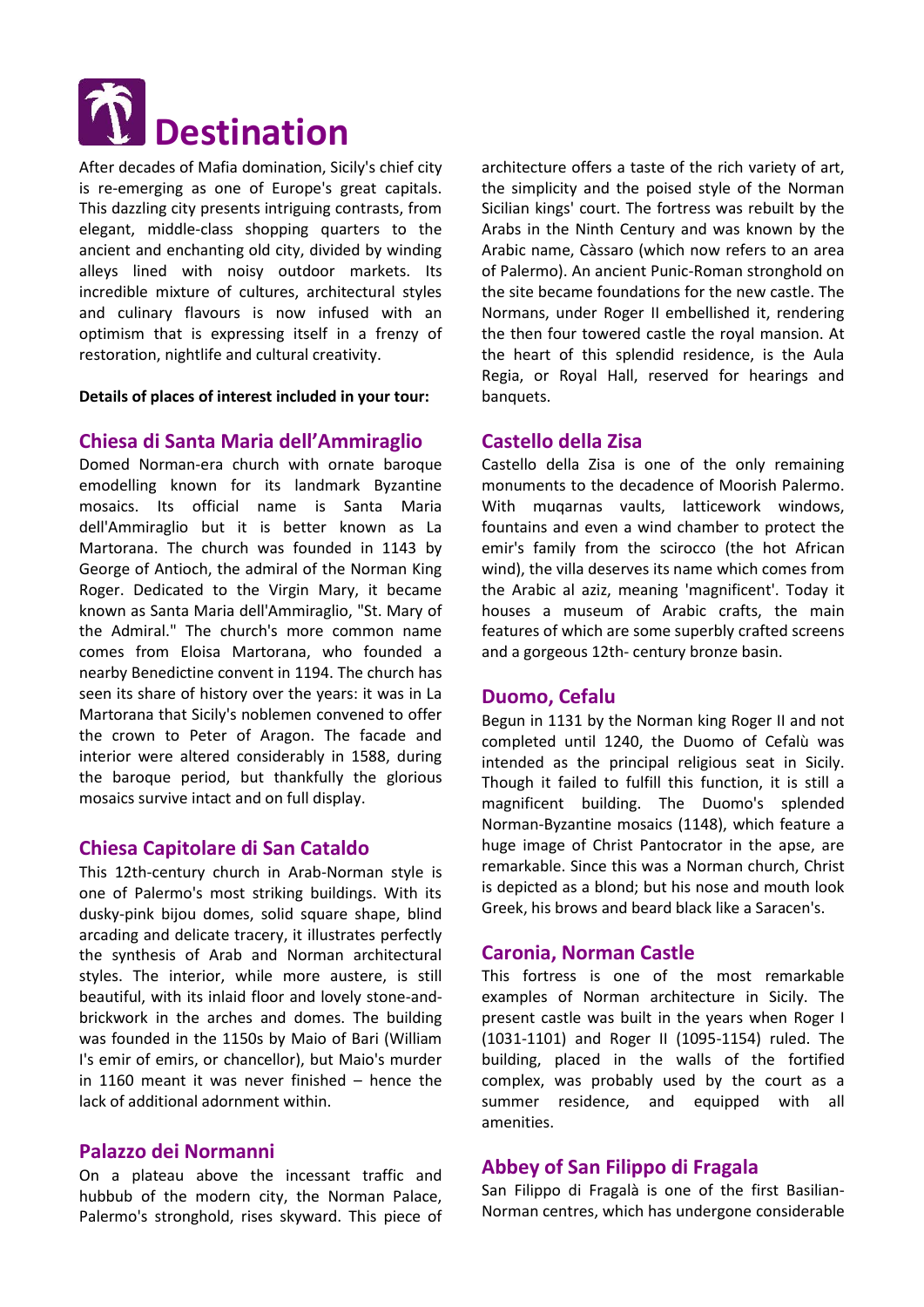# Destination

After decades of Mafia domination, Sicily's chief city is re-emerging as one of Europe's great capitals. This dazzling city presents intriguing contrasts, from elegant, middle-class shopping quarters to the ancient and enchanting old city, divided by winding alleys lined with noisy outdoor markets. Its incredible mixture of cultures, architectural styles and culinary flavours is now infused with an optimism that is expressing itself in a frenzy of restoration, nightlife and cultural creativity.

**Details of places of interest included in your tour:**

## Chiesa di Santa Maria dell'Ammiraglio

Domed Norman-era church with ornate baroque emodelling known for its landmark Byzantine mosaics. Its official name is Santa Maria dell'Ammiraglio but it is better known as La Martorana. The church was founded in 1143 by George of Antioch, the admiral of the Norman King Roger. Dedicated to the Virgin Mary, it became known as Santa Maria dell'Ammiraglio, "St. Mary of the Admiral." The church's more common name comes from Eloisa Martorana, who founded a nearby Benedictine convent in 1194. The church has seen its share of history over the years: it was in La Martorana that Sicily's noblemen convened to offer the crown to Peter of Aragon. The facade and interior were altered considerably in 1588, during the baroque period, but thankfully the glorious mosaics survive intact and on full display.

## Chiesa Capitolare di San Cataldo

This 12th-century church in Arab-Norman style is one of Palermo's most striking buildings. With its dusky-pink bijou domes, solid square shape, blind arcading and delicate tracery, it illustrates perfectly the synthesis of Arab and Norman architectural styles. The interior, while more austere, is still beautiful, with its inlaid floor and lovely stone-and-brickwork in the arches and domes. The building was founded in the 1150s by Maio of Bari (William I's emir of emirs, or chancellor), but Maio's murder in 1160 meant it was never finished – hence the lack of additional adornment within.

## Palazzo dei Normanni

On a plateau above the incessant traffic and hubbub of the modern city, the Norman Palace, Palermo's stronghold, rises skyward. This piece of architecture offers a taste of the rich variety of art, the simplicity and the poised style of the Norman Sicilian kings' court. The fortress was rebuilt by the Arabs in the Ninth Century and was known by the Arabic name, Càssaro (which now refers to an area of Palermo). An ancient Punic-Roman stronghold on the site became foundations for the new castle. The Normans, under Roger II embellished it, rendering the then four towered castle the royal mansion. At the heart of this splendid residence, is the Aula Regia, or Royal Hall, reserved for hearings and banquets.

## Castello della Zisa

Castello della Zisa is one of the only remaining monuments to the decadence of Moorish Palermo. With muqarnas vaults, latticework windows, fountains and even a wind chamber to protect the emir's family from the scirocco (the hot African wind), the villa deserves its name which comes from the Arabic al aziz, meaning 'magnificent'. Today it houses a museum of Arabic crafts, the main features of which are some superbly crafted screens and a gorgeous 12th- century bronze basin.

## Duomo, Cefalu

Begun in 1131 by the Norman king Roger II and not completed until 1240, the Duomo of Cefalù was intended as the principal religious seat in Sicily. Though it failed to fulfill this function, it is still a magnificent building. The Duomo's splended Norman-Byzantine mosaics (1148), which feature a huge image of Christ Pantocrator in the apse, are remarkable. Since this was a Norman church, Christ is depicted as a blond; but his nose and mouth look Greek, his brows and beard black like a Saracen's.

## Caronia, Norman Castle

This fortress is one of the most remarkable examples of Norman architecture in Sicily. The present castle was built in the years when Roger I (1031-1101) and Roger II (1095-1154) ruled. The building, placed in the walls of the fortified complex, was probably used by the court as a summer residence, and equipped with all amenities.

## Abbey of San Filippo di Fragala

San Filippo di Fragalà is one of the first Basilian-Norman centres, which has undergone considerable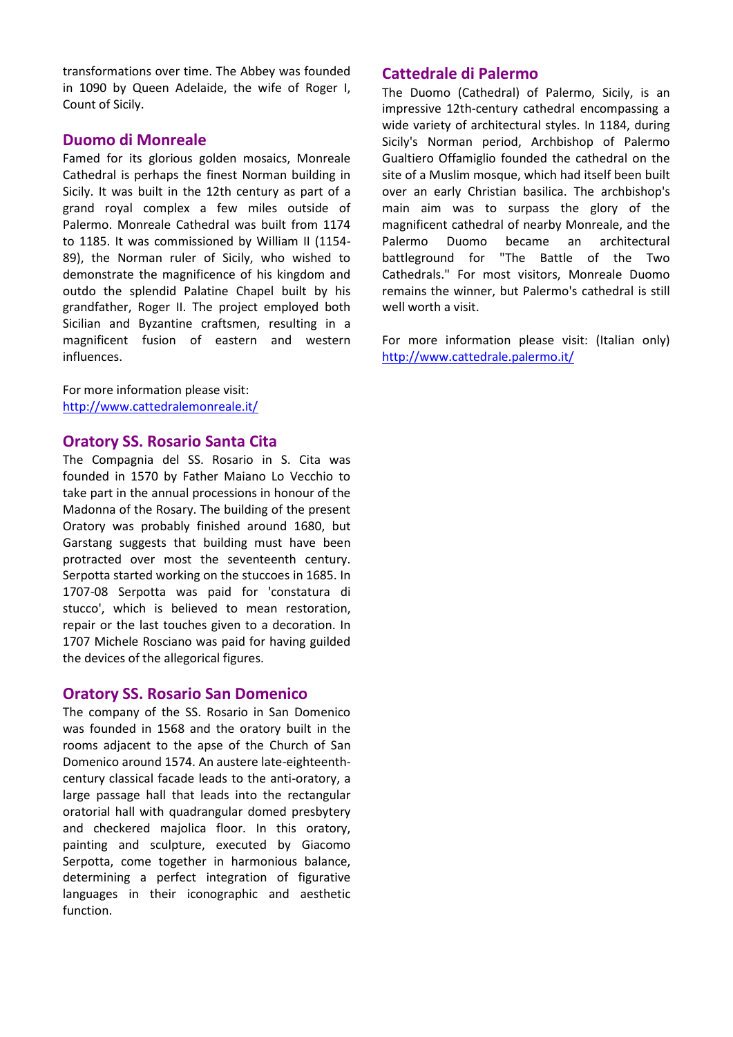transformations over time. The Abbey was founded in 1090 by Queen Adelaide, the wife of Roger I, Count of Sicily.

## Duomo di Monreale

Famed for its glorious golden mosaics, Monreale Cathedral is perhaps the finest Norman building in Sicily. It was built in the 12th century as part of a grand royal complex a few miles outside of Palermo. Monreale Cathedral was built from 1174 to 1185. It was commissioned by William II (1154-89), the Norman ruler of Sicily, who wished to demonstrate the magnificence of his kingdom and outdo the splendid Palatine Chapel built by his grandfather, Roger II. The project employed both Sicilian and Byzantine craftsmen, resulting in a magnificent fusion of eastern and western influences.

For more information please visit:
http://www.cattedralemonreale.it/

## Oratory SS. Rosario Santa Cita

The Compagnia del SS. Rosario in S. Cita was founded in 1570 by Father Maiano Lo Vecchio to take part in the annual processions in honour of the Madonna of the Rosary. The building of the present Oratory was probably finished around 1680, but Garstang suggests that building must have been protracted over most the seventeenth century. Serpotta started working on the stuccoes in 1685. In 1707-08 Serpotta was paid for 'constatura di stucco', which is believed to mean restoration, repair or the last touches given to a decoration. In 1707 Michele Rosciano was paid for having guilded the devices of the allegorical figures.

## Oratory SS. Rosario San Domenico

The company of the SS. Rosario in San Domenico was founded in 1568 and the oratory built in the rooms adjacent to the apse of the Church of San Domenico around 1574. An austere late-eighteenth-century classical facade leads to the anti-oratory, a large passage hall that leads into the rectangular oratorial hall with quadrangular domed presbytery and checkered majolica floor. In this oratory, painting and sculpture, executed by Giacomo Serpotta, come together in harmonious balance, determining a perfect integration of figurative languages in their iconographic and aesthetic function.

## Cattedrale di Palermo

The Duomo (Cathedral) of Palermo, Sicily, is an impressive 12th-century cathedral encompassing a wide variety of architectural styles. In 1184, during Sicily's Norman period, Archbishop of Palermo Gualtiero Offamiglio founded the cathedral on the site of a Muslim mosque, which had itself been built over an early Christian basilica. The archbishop's main aim was to surpass the glory of the magnificent cathedral of nearby Monreale, and the Palermo Duomo became an architectural battleground for "The Battle of the Two Cathedrals." For most visitors, Monreale Duomo remains the winner, but Palermo's cathedral is still well worth a visit.

For more information please visit: (Italian only)
http://www.cattedrale.palermo.it/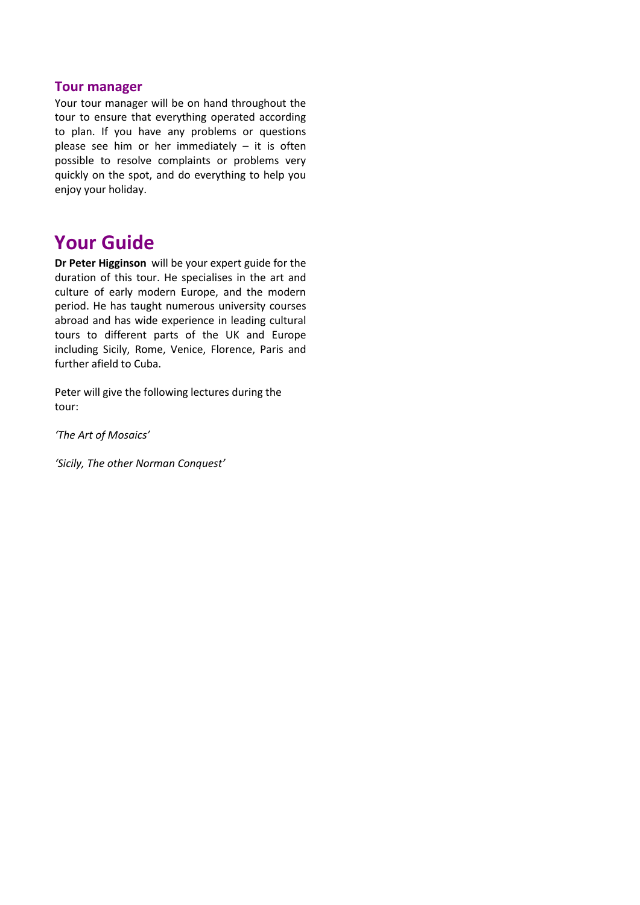### Tour manager

Your tour manager will be on hand throughout the tour to ensure that everything operated according to plan. If you have any problems or questions please see him or her immediately – it is often possible to resolve complaints or problems very quickly on the spot, and do everything to help you enjoy your holiday.

## Your Guide

**Dr Peter Higginson** will be your expert guide for the duration of this tour. He specialises in the art and culture of early modern Europe, and the modern period. He has taught numerous university courses abroad and has wide experience in leading cultural tours to different parts of the UK and Europe including Sicily, Rome, Venice, Florence, Paris and further afield to Cuba.

Peter will give the following lectures during the tour:

*'The Art of Mosaics'*

*'Sicily, The other Norman Conquest'*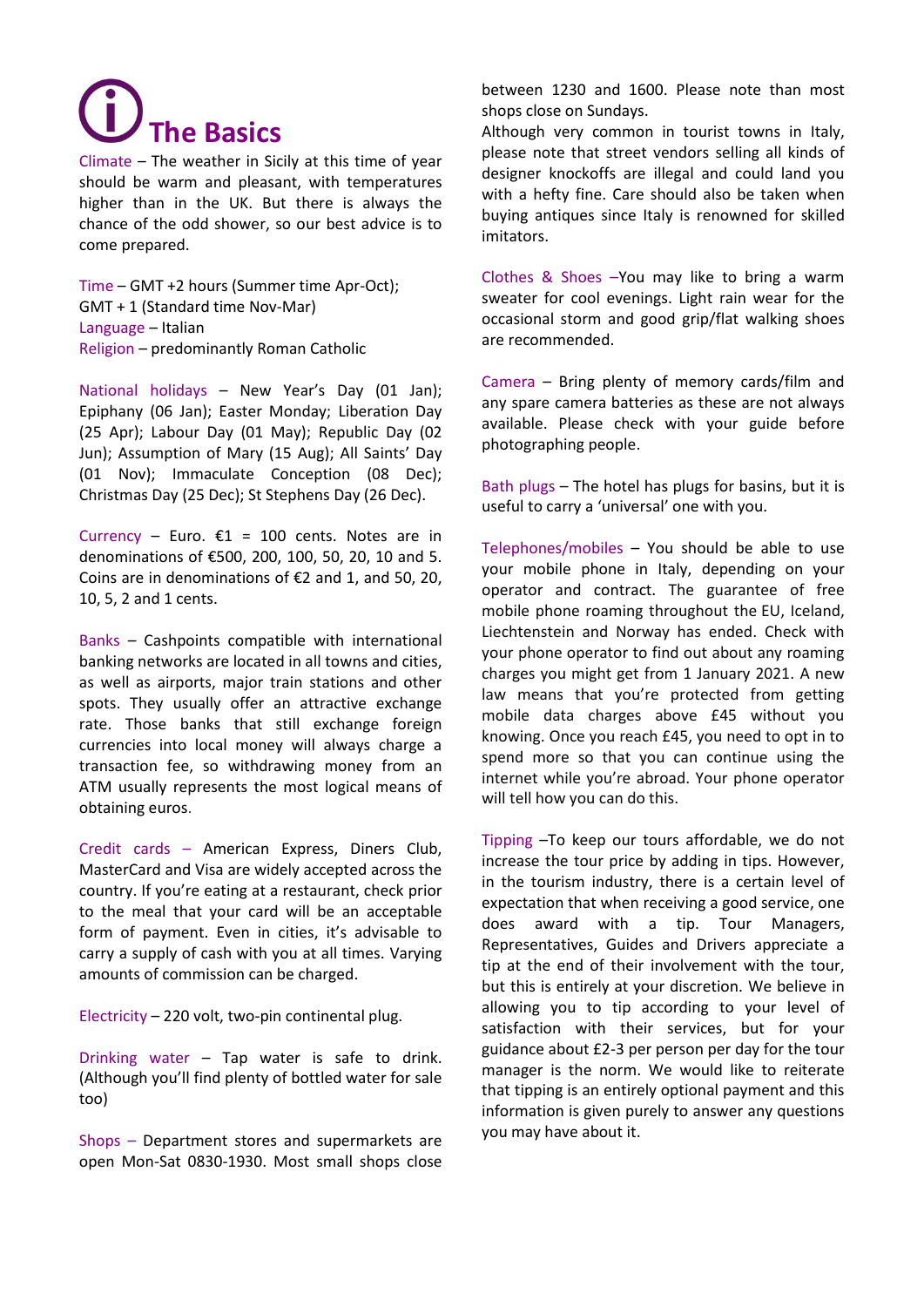# The Basics

**Climate** – The weather in Sicily at this time of year should be warm and pleasant, with temperatures higher than in the UK. But there is always the chance of the odd shower, so our best advice is to come prepared.

**Time** – GMT +2 hours (Summer time Apr-Oct); GMT + 1 (Standard time Nov-Mar)
**Language** – Italian
**Religion** – predominantly Roman Catholic

**National holidays** – New Year's Day (01 Jan); Epiphany (06 Jan); Easter Monday; Liberation Day (25 Apr); Labour Day (01 May); Republic Day (02 Jun); Assumption of Mary (15 Aug); All Saints' Day (01 Nov); Immaculate Conception (08 Dec); Christmas Day (25 Dec); St Stephens Day (26 Dec).

**Currency** – Euro. €1 = 100 cents. Notes are in denominations of €500, 200, 100, 50, 20, 10 and 5. Coins are in denominations of €2 and 1, and 50, 20, 10, 5, 2 and 1 cents.

**Banks** – Cashpoints compatible with international banking networks are located in all towns and cities, as well as airports, major train stations and other spots. They usually offer an attractive exchange rate. Those banks that still exchange foreign currencies into local money will always charge a transaction fee, so withdrawing money from an ATM usually represents the most logical means of obtaining euros.

**Credit cards** – American Express, Diners Club, MasterCard and Visa are widely accepted across the country. If you're eating at a restaurant, check prior to the meal that your card will be an acceptable form of payment. Even in cities, it's advisable to carry a supply of cash with you at all times. Varying amounts of commission can be charged.

**Electricity** – 220 volt, two-pin continental plug.

**Drinking water** – Tap water is safe to drink. (Although you'll find plenty of bottled water for sale too)

**Shops** – Department stores and supermarkets are open Mon-Sat 0830-1930. Most small shops close between 1230 and 1600. Please note than most shops close on Sundays.
Although very common in tourist towns in Italy, please note that street vendors selling all kinds of designer knockoffs are illegal and could land you with a hefty fine. Care should also be taken when buying antiques since Italy is renowned for skilled imitators.

**Clothes & Shoes** –You may like to bring a warm sweater for cool evenings. Light rain wear for the occasional storm and good grip/flat walking shoes are recommended.

**Camera** – Bring plenty of memory cards/film and any spare camera batteries as these are not always available. Please check with your guide before photographing people.

**Bath plugs** – The hotel has plugs for basins, but it is useful to carry a 'universal' one with you.

**Telephones/mobiles** – You should be able to use your mobile phone in Italy, depending on your operator and contract. The guarantee of free mobile phone roaming throughout the EU, Iceland, Liechtenstein and Norway has ended. Check with your phone operator to find out about any roaming charges you might get from 1 January 2021. A new law means that you're protected from getting mobile data charges above £45 without you knowing. Once you reach £45, you need to opt in to spend more so that you can continue using the internet while you're abroad. Your phone operator will tell how you can do this.

**Tipping** –To keep our tours affordable, we do not increase the tour price by adding in tips. However, in the tourism industry, there is a certain level of expectation that when receiving a good service, one does award with a tip. Tour Managers, Representatives, Guides and Drivers appreciate a tip at the end of their involvement with the tour, but this is entirely at your discretion. We believe in allowing you to tip according to your level of satisfaction with their services, but for your guidance about £2-3 per person per day for the tour manager is the norm. We would like to reiterate that tipping is an entirely optional payment and this information is given purely to answer any questions you may have about it.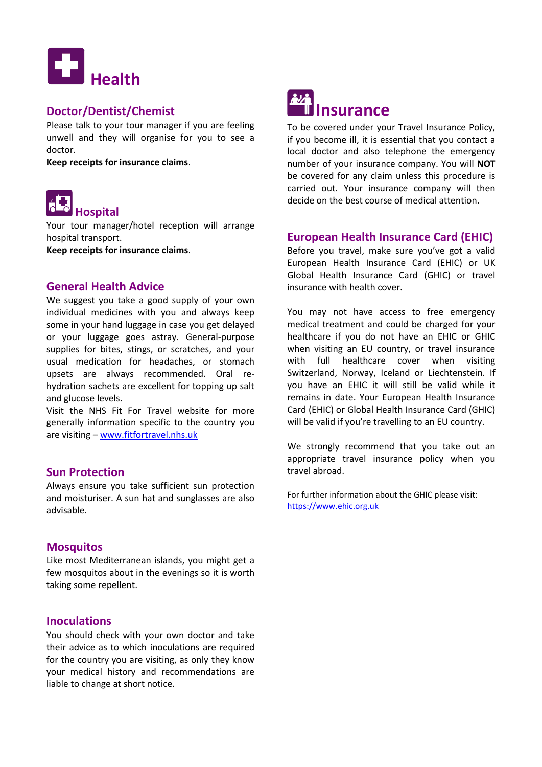# Health

## Doctor/Dentist/Chemist

Please talk to your tour manager if you are feeling unwell and they will organise for you to see a doctor.

**Keep receipts for insurance claims**.

## Hospital

Your tour manager/hotel reception will arrange hospital transport.

**Keep receipts for insurance claims**.

## General Health Advice

We suggest you take a good supply of your own individual medicines with you and always keep some in your hand luggage in case you get delayed or your luggage goes astray. General-purpose supplies for bites, stings, or scratches, and your usual medication for headaches, or stomach upsets are always recommended. Oral re-hydration sachets are excellent for topping up salt and glucose levels.

Visit the NHS Fit For Travel website for more generally information specific to the country you are visiting – [www.fitfortravel.nhs.uk](www.fitfortravel.nhs.uk)

## Sun Protection

Always ensure you take sufficient sun protection and moisturiser. A sun hat and sunglasses are also advisable.

## Mosquitos

Like most Mediterranean islands, you might get a few mosquitos about in the evenings so it is worth taking some repellent.

## Inoculations

You should check with your own doctor and take their advice as to which inoculations are required for the country you are visiting, as only they know your medical history and recommendations are liable to change at short notice.

# Insurance

To be covered under your Travel Insurance Policy, if you become ill, it is essential that you contact a local doctor and also telephone the emergency number of your insurance company. You will **NOT** be covered for any claim unless this procedure is carried out. Your insurance company will then decide on the best course of medical attention.

## European Health Insurance Card (EHIC)

Before you travel, make sure you've got a valid European Health Insurance Card (EHIC) or UK Global Health Insurance Card (GHIC) or travel insurance with health cover.

You may not have access to free emergency medical treatment and could be charged for your healthcare if you do not have an EHIC or GHIC when visiting an EU country, or travel insurance with full healthcare cover when visiting Switzerland, Norway, Iceland or Liechtenstein. If you have an EHIC it will still be valid while it remains in date. Your European Health Insurance Card (EHIC) or Global Health Insurance Card (GHIC) will be valid if you're travelling to an EU country.

We strongly recommend that you take out an appropriate travel insurance policy when you travel abroad.

For further information about the GHIC please visit: [https://www.ehic.org.uk](https://www.ehic.org.uk)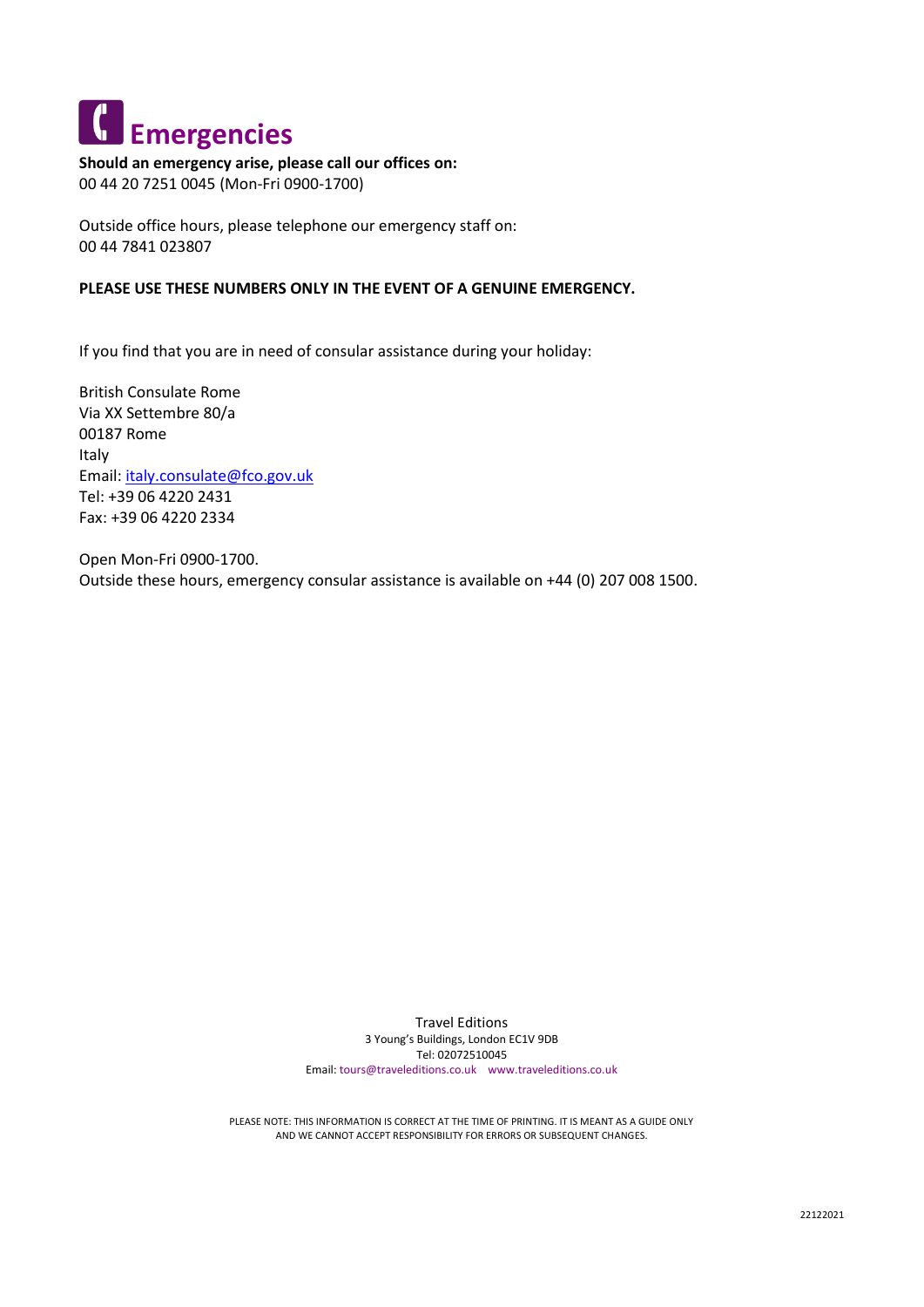# Emergencies

**Should an emergency arise, please call our offices on:**
00 44 20 7251 0045 (Mon-Fri 0900-1700)

Outside office hours, please telephone our emergency staff on:
00 44 7841 023807

**PLEASE USE THESE NUMBERS ONLY IN THE EVENT OF A GENUINE EMERGENCY.**

If you find that you are in need of consular assistance during your holiday:

British Consulate Rome
Via XX Settembre 80/a
00187 Rome
Italy
Email: italy.consulate@fco.gov.uk
Tel: +39 06 4220 2431
Fax: +39 06 4220 2334

Open Mon-Fri 0900-1700.
Outside these hours, emergency consular assistance is available on +44 (0) 207 008 1500.

Travel Editions
3 Young's Buildings, London EC1V 9DB
Tel: 02072510045
Email: tours@traveleditions.co.uk www.traveleditions.co.uk

PLEASE NOTE: THIS INFORMATION IS CORRECT AT THE TIME OF PRINTING. IT IS MEANT AS A GUIDE ONLY AND WE CANNOT ACCEPT RESPONSIBILITY FOR ERRORS OR SUBSEQUENT CHANGES.

22122021